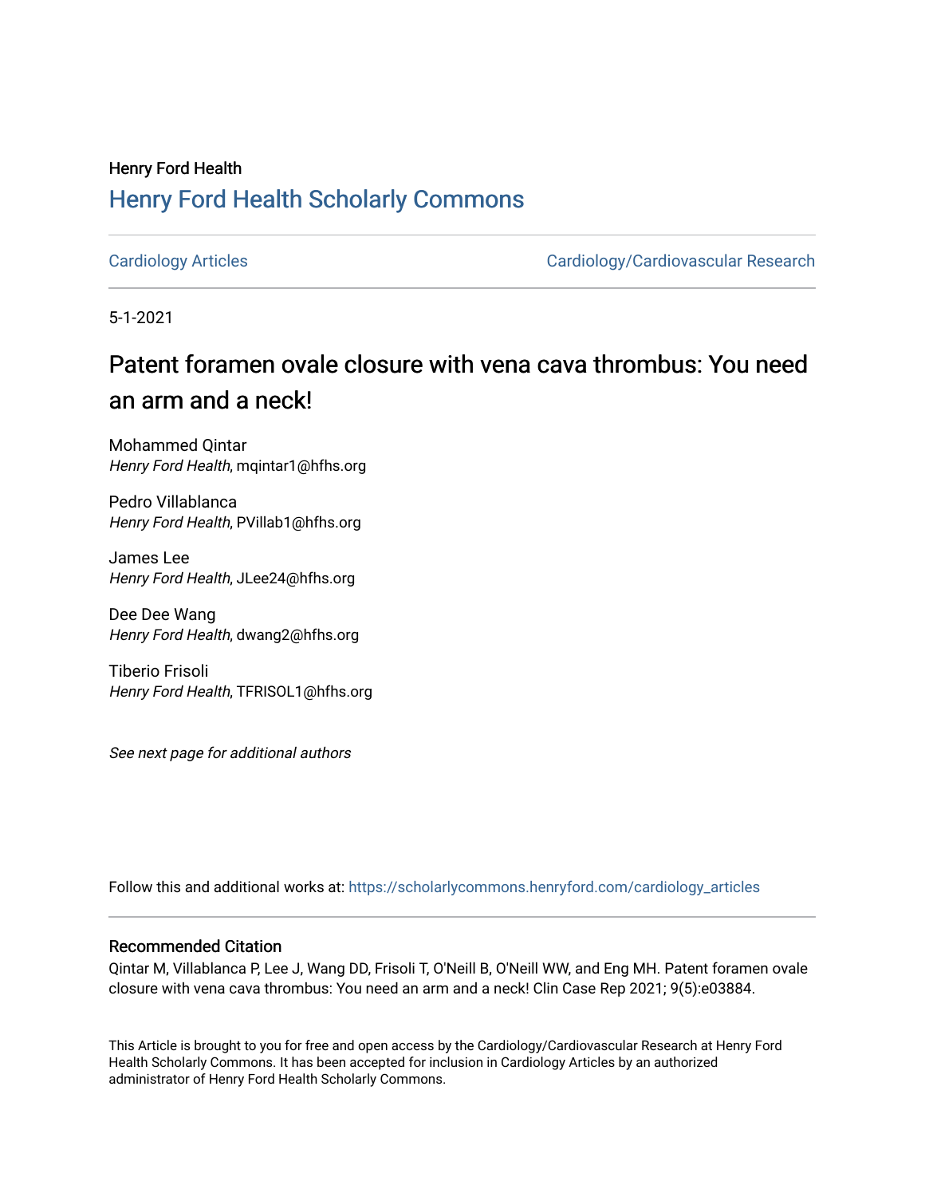Henry Ford Health

## Henry Ford Health Scholarly Commons

Cardiology Articles | Cardiology/Cardiovascular Research

5-1-2021

# Patent foramen ovale closure with vena cava thrombus: You need an arm and a neck!

Mohammed Qintar
*Henry Ford Health*, mqintar1@hfhs.org

Pedro Villablanca
*Henry Ford Health*, PVillab1@hfhs.org

James Lee
*Henry Ford Health*, JLee24@hfhs.org

Dee Dee Wang
*Henry Ford Health*, dwang2@hfhs.org

Tiberio Frisoli
*Henry Ford Health*, TFRISOL1@hfhs.org

*See next page for additional authors*

Follow this and additional works at: https://scholarlycommons.henryford.com/cardiology_articles

### Recommended Citation

Qintar M, Villablanca P, Lee J, Wang DD, Frisoli T, O'Neill B, O'Neill WW, and Eng MH. Patent foramen ovale closure with vena cava thrombus: You need an arm and a neck! Clin Case Rep 2021; 9(5):e03884.

This Article is brought to you for free and open access by the Cardiology/Cardiovascular Research at Henry Ford Health Scholarly Commons. It has been accepted for inclusion in Cardiology Articles by an authorized administrator of Henry Ford Health Scholarly Commons.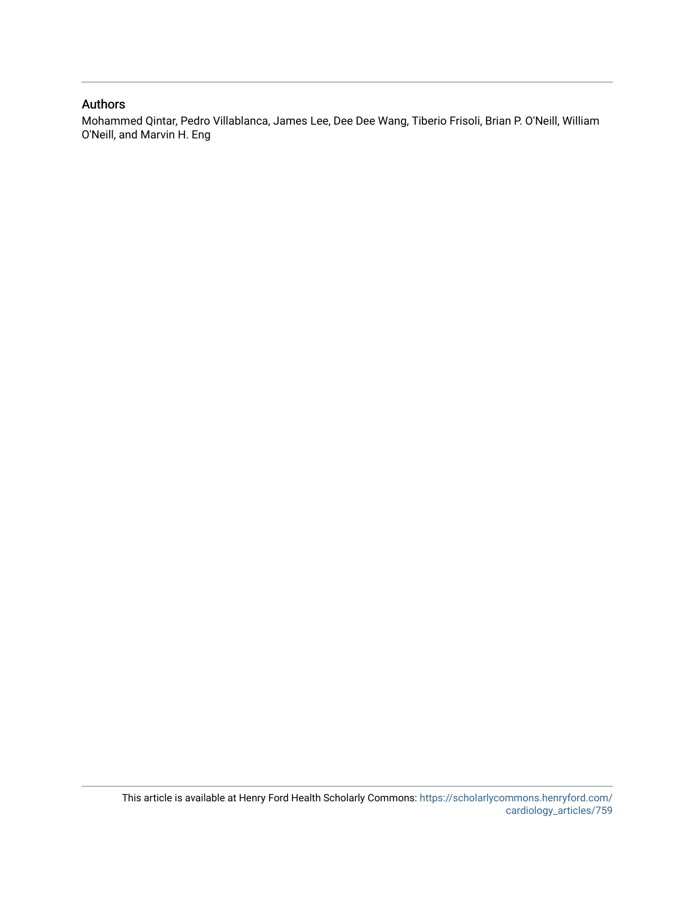## Authors

Mohammed Qintar, Pedro Villablanca, James Lee, Dee Dee Wang, Tiberio Frisoli, Brian P. O'Neill, William O'Neill, and Marvin H. Eng

This article is available at Henry Ford Health Scholarly Commons: https://scholarlycommons.henryford.com/cardiology_articles/759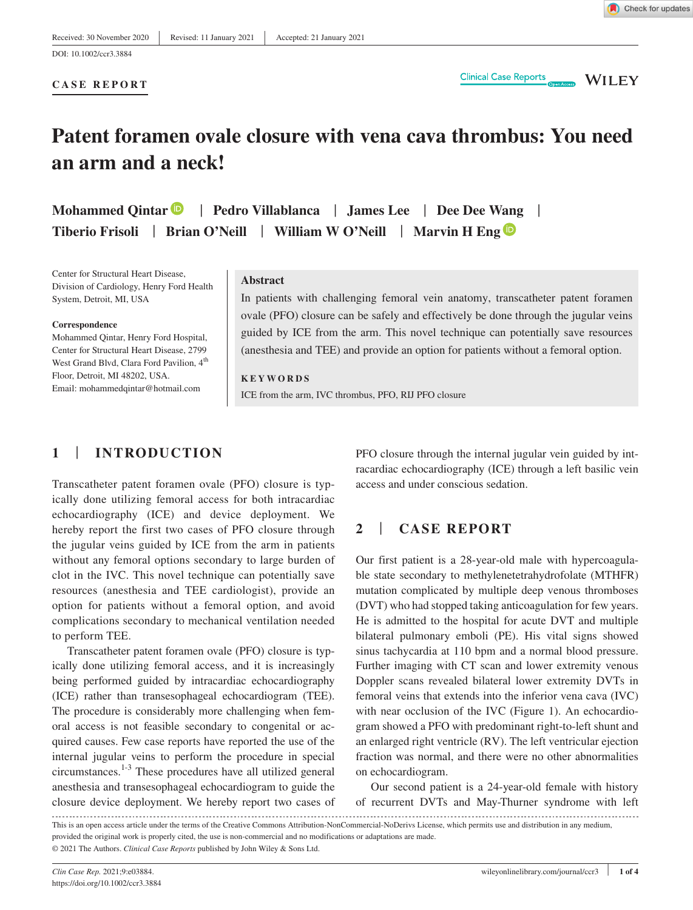Received: 30 November 2020 | Revised: 11 January 2021 | Accepted: 21 January 2021

DOI: 10.1002/ccr3.3884

**CASE REPORT**

# Patent foramen ovale closure with vena cava thrombus: You need an arm and a neck!

**Mohammed Qintar** | **Pedro Villablanca** | **James Lee** | **Dee Dee Wang** | **Tiberio Frisoli** | **Brian O'Neill** | **William W O'Neill** | **Marvin H Eng**

Center for Structural Heart Disease, Division of Cardiology, Henry Ford Health System, Detroit, MI, USA

**Correspondence**
Mohammed Qintar, Henry Ford Hospital, Center for Structural Heart Disease, 2799 West Grand Blvd, Clara Ford Pavilion, 4th Floor, Detroit, MI 48202, USA.
Email: mohammedqintar@hotmail.com

**Abstract**

In patients with challenging femoral vein anatomy, transcatheter patent foramen ovale (PFO) closure can be safely and effectively be done through the jugular veins guided by ICE from the arm. This novel technique can potentially save resources (anesthesia and TEE) and provide an option for patients without a femoral option.

**KEYWORDS**

ICE from the arm, IVC thrombus, PFO, RIJ PFO closure

## 1 | INTRODUCTION

Transcatheter patent foramen ovale (PFO) closure is typically done utilizing femoral access for both intracardiac echocardiography (ICE) and device deployment. We hereby report the first two cases of PFO closure through the jugular veins guided by ICE from the arm in patients without any femoral options secondary to large burden of clot in the IVC. This novel technique can potentially save resources (anesthesia and TEE cardiologist), provide an option for patients without a femoral option, and avoid complications secondary to mechanical ventilation needed to perform TEE.

Transcatheter patent foramen ovale (PFO) closure is typically done utilizing femoral access, and it is increasingly being performed guided by intracardiac echocardiography (ICE) rather than transesophageal echocardiogram (TEE). The procedure is considerably more challenging when femoral access is not feasible secondary to congenital or acquired causes. Few case reports have reported the use of the internal jugular veins to perform the procedure in special circumstances.[1-3] These procedures have all utilized general anesthesia and transesophageal echocardiogram to guide the closure device deployment. We hereby report two cases of PFO closure through the internal jugular vein guided by intracardiac echocardiography (ICE) through a left basilic vein access and under conscious sedation.

## 2 | CASE REPORT

Our first patient is a 28-year-old male with hypercoagulable state secondary to methylenetetrahydrofolate (MTHFR) mutation complicated by multiple deep venous thromboses (DVT) who had stopped taking anticoagulation for few years. He is admitted to the hospital for acute DVT and multiple bilateral pulmonary emboli (PE). His vital signs showed sinus tachycardia at 110 bpm and a normal blood pressure. Further imaging with CT scan and lower extremity venous Doppler scans revealed bilateral lower extremity DVTs in femoral veins that extends into the inferior vena cava (IVC) with near occlusion of the IVC (Figure 1). An echocardiogram showed a PFO with predominant right-to-left shunt and an enlarged right ventricle (RV). The left ventricular ejection fraction was normal, and there were no other abnormalities on echocardiogram.

Our second patient is a 24-year-old female with history of recurrent DVTs and May-Thurner syndrome with left

This is an open access article under the terms of the Creative Commons Attribution-NonCommercial-NoDerivs License, which permits use and distribution in any medium, provided the original work is properly cited, the use is non-commercial and no modifications or adaptations are made.
© 2021 The Authors. *Clinical Case Reports* published by John Wiley & Sons Ltd.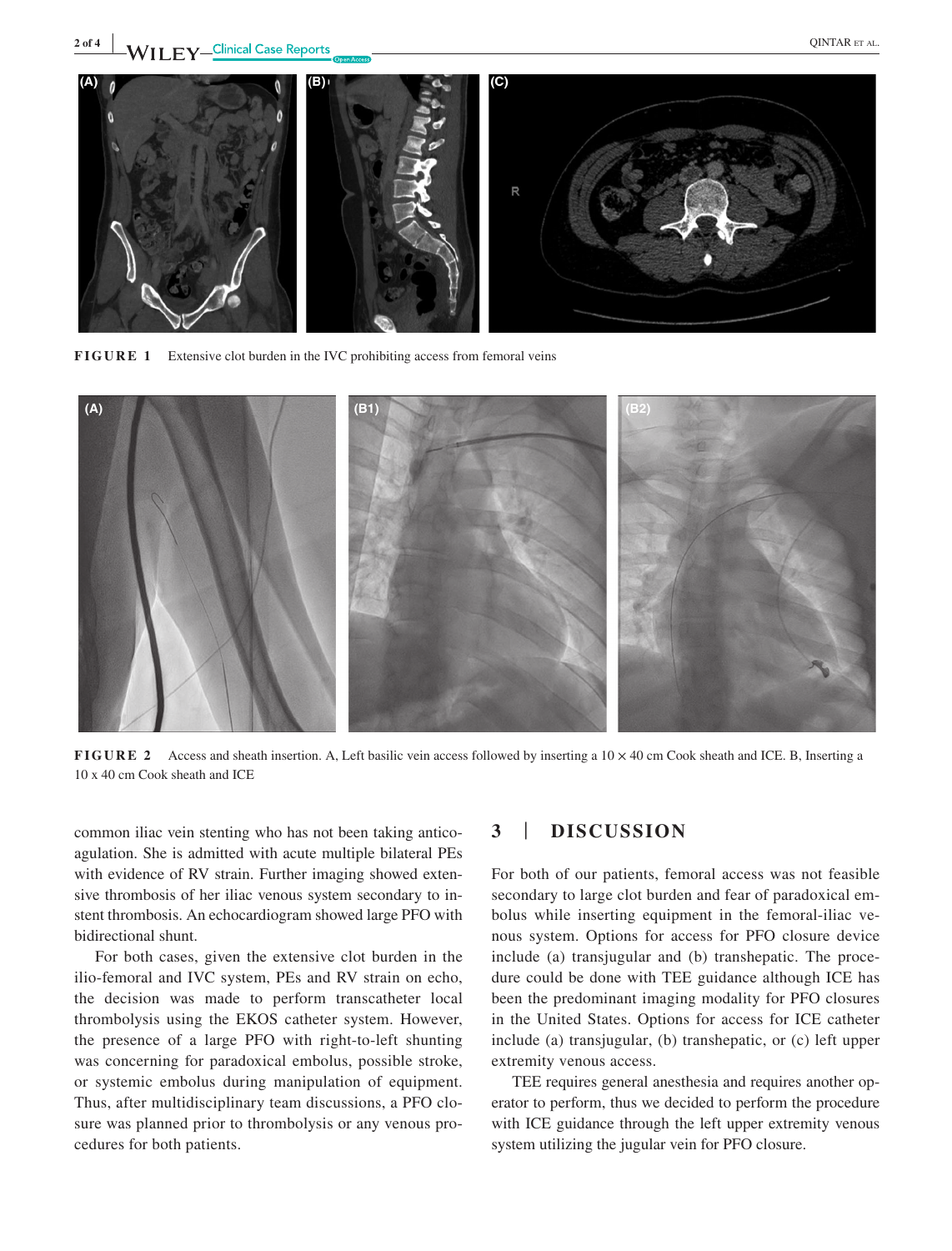**FIGURE 1** Extensive clot burden in the IVC prohibiting access from femoral veins

**FIGURE 2** Access and sheath insertion. A, Left basilic vein access followed by inserting a 10 × 40 cm Cook sheath and ICE. B, Inserting a 10 x 40 cm Cook sheath and ICE

common iliac vein stenting who has not been taking anticoagulation. She is admitted with acute multiple bilateral PEs with evidence of RV strain. Further imaging showed extensive thrombosis of her iliac venous system secondary to instent thrombosis. An echocardiogram showed large PFO with bidirectional shunt.

For both cases, given the extensive clot burden in the ilio-femoral and IVC system, PEs and RV strain on echo, the decision was made to perform transcatheter local thrombolysis using the EKOS catheter system. However, the presence of a large PFO with right-to-left shunting was concerning for paradoxical embolus, possible stroke, or systemic embolus during manipulation of equipment. Thus, after multidisciplinary team discussions, a PFO closure was planned prior to thrombolysis or any venous procedures for both patients.

## 3 | DISCUSSION

For both of our patients, femoral access was not feasible secondary to large clot burden and fear of paradoxical embolus while inserting equipment in the femoral-iliac venous system. Options for access for PFO closure device include (a) transjugular and (b) transhepatic. The procedure could be done with TEE guidance although ICE has been the predominant imaging modality for PFO closures in the United States. Options for access for ICE catheter include (a) transjugular, (b) transhepatic, or (c) left upper extremity venous access.

TEE requires general anesthesia and requires another operator to perform, thus we decided to perform the procedure with ICE guidance through the left upper extremity venous system utilizing the jugular vein for PFO closure.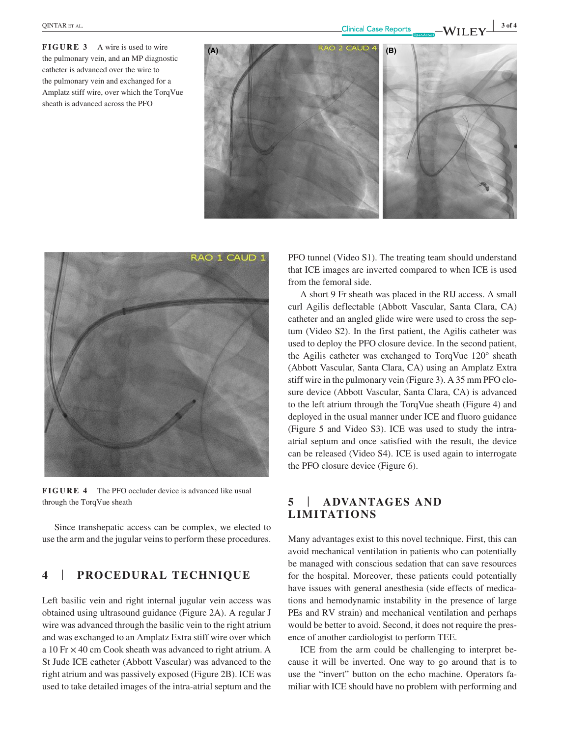**FIGURE 3** A wire is used to wire the pulmonary vein, and an MP diagnostic catheter is advanced over the wire to the pulmonary vein and exchanged for a Amplatz stiff wire, over which the TorqVue sheath is advanced across the PFO

**FIGURE 4** The PFO occluder device is advanced like usual through the TorqVue sheath

Since transhepatic access can be complex, we elected to use the arm and the jugular veins to perform these procedures.

## 4 | PROCEDURAL TECHNIQUE

Left basilic vein and right internal jugular vein access was obtained using ultrasound guidance (Figure 2A). A regular J wire was advanced through the basilic vein to the right atrium and was exchanged to an Amplatz Extra stiff wire over which a 10 Fr × 40 cm Cook sheath was advanced to right atrium. A St Jude ICE catheter (Abbott Vascular) was advanced to the right atrium and was passively exposed (Figure 2B). ICE was used to take detailed images of the intra-atrial septum and the PFO tunnel (Video S1). The treating team should understand that ICE images are inverted compared to when ICE is used from the femoral side.

A short 9 Fr sheath was placed in the RIJ access. A small curl Agilis deflectable (Abbott Vascular, Santa Clara, CA) catheter and an angled glide wire were used to cross the septum (Video S2). In the first patient, the Agilis catheter was used to deploy the PFO closure device. In the second patient, the Agilis catheter was exchanged to TorqVue 120° sheath (Abbott Vascular, Santa Clara, CA) using an Amplatz Extra stiff wire in the pulmonary vein (Figure 3). A 35 mm PFO closure device (Abbott Vascular, Santa Clara, CA) is advanced to the left atrium through the TorqVue sheath (Figure 4) and deployed in the usual manner under ICE and fluoro guidance (Figure 5 and Video S3). ICE was used to study the intra-atrial septum and once satisfied with the result, the device can be released (Video S4). ICE is used again to interrogate the PFO closure device (Figure 6).

## 5 | ADVANTAGES AND LIMITATIONS

Many advantages exist to this novel technique. First, this can avoid mechanical ventilation in patients who can potentially be managed with conscious sedation that can save resources for the hospital. Moreover, these patients could potentially have issues with general anesthesia (side effects of medications and hemodynamic instability in the presence of large PEs and RV strain) and mechanical ventilation and perhaps would be better to avoid. Second, it does not require the presence of another cardiologist to perform TEE.

ICE from the arm could be challenging to interpret because it will be inverted. One way to go around that is to use the "invert" button on the echo machine. Operators familiar with ICE should have no problem with performing and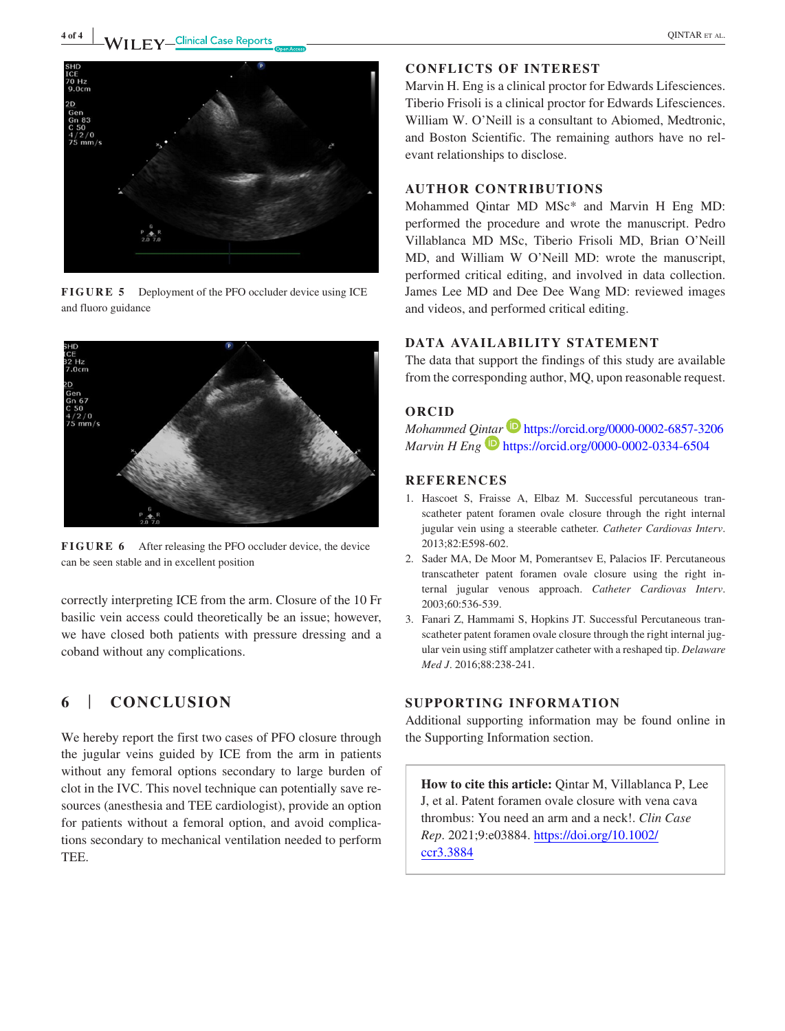FIGURE 5 Deployment of the PFO occluder device using ICE and fluoro guidance

FIGURE 6 After releasing the PFO occluder device, the device can be seen stable and in excellent position

correctly interpreting ICE from the arm. Closure of the 10 Fr basilic vein access could theoretically be an issue; however, we have closed both patients with pressure dressing and a coband without any complications.

## 6 | CONCLUSION

We hereby report the first two cases of PFO closure through the jugular veins guided by ICE from the arm in patients without any femoral options secondary to large burden of clot in the IVC. This novel technique can potentially save resources (anesthesia and TEE cardiologist), provide an option for patients without a femoral option, and avoid complications secondary to mechanical ventilation needed to perform TEE.

## CONFLICTS OF INTEREST

Marvin H. Eng is a clinical proctor for Edwards Lifesciences. Tiberio Frisoli is a clinical proctor for Edwards Lifesciences. William W. O'Neill is a consultant to Abiomed, Medtronic, and Boston Scientific. The remaining authors have no relevant relationships to disclose.

## AUTHOR CONTRIBUTIONS

Mohammed Qintar MD MSc* and Marvin H Eng MD: performed the procedure and wrote the manuscript. Pedro Villablanca MD MSc, Tiberio Frisoli MD, Brian O'Neill MD, and William W O'Neill MD: wrote the manuscript, performed critical editing, and involved in data collection. James Lee MD and Dee Dee Wang MD: reviewed images and videos, and performed critical editing.

## DATA AVAILABILITY STATEMENT

The data that support the findings of this study are available from the corresponding author, MQ, upon reasonable request.

## ORCID

*Mohammed Qintar* https://orcid.org/0000-0002-6857-3206
*Marvin H Eng* https://orcid.org/0000-0002-0334-6504

## REFERENCES

1. Hascoet S, Fraisse A, Elbaz M. Successful percutaneous transcatheter patent foramen ovale closure through the right internal jugular vein using a steerable catheter. *Catheter Cardiovas Interv*. 2013;82:E598-602.
2. Sader MA, De Moor M, Pomerantsev E, Palacios IF. Percutaneous transcatheter patent foramen ovale closure using the right internal jugular venous approach. *Catheter Cardiovas Interv*. 2003;60:536-539.
3. Fanari Z, Hammami S, Hopkins JT. Successful Percutaneous transcatheter patent foramen ovale closure through the right internal jugular vein using stiff amplatzer catheter with a reshaped tip. *Delaware Med J*. 2016;88:238-241.

## SUPPORTING INFORMATION

Additional supporting information may be found online in the Supporting Information section.

**How to cite this article:** Qintar M, Villablanca P, Lee J, et al. Patent foramen ovale closure with vena cava thrombus: You need an arm and a neck!. *Clin Case Rep*. 2021;9:e03884. https://doi.org/10.1002/ccr3.3884